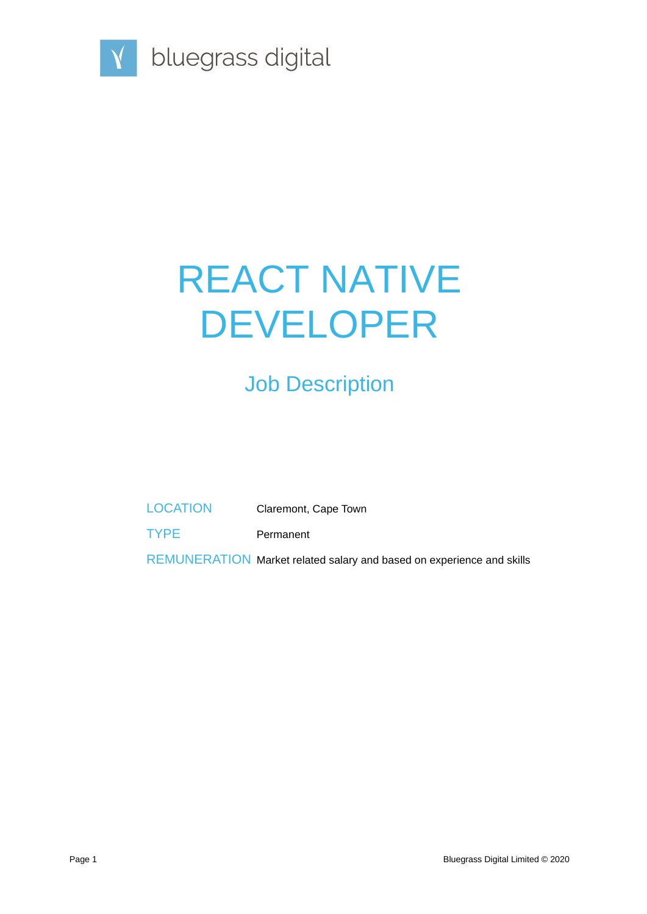bluegrass digital

# REACT NATIVE DEVELOPER

## Job Description

| | |
|---|---|
| LOCATION | Claremont, Cape Town |
| TYPE | Permanent |
| REMUNERATION | Market related salary and based on experience and skills |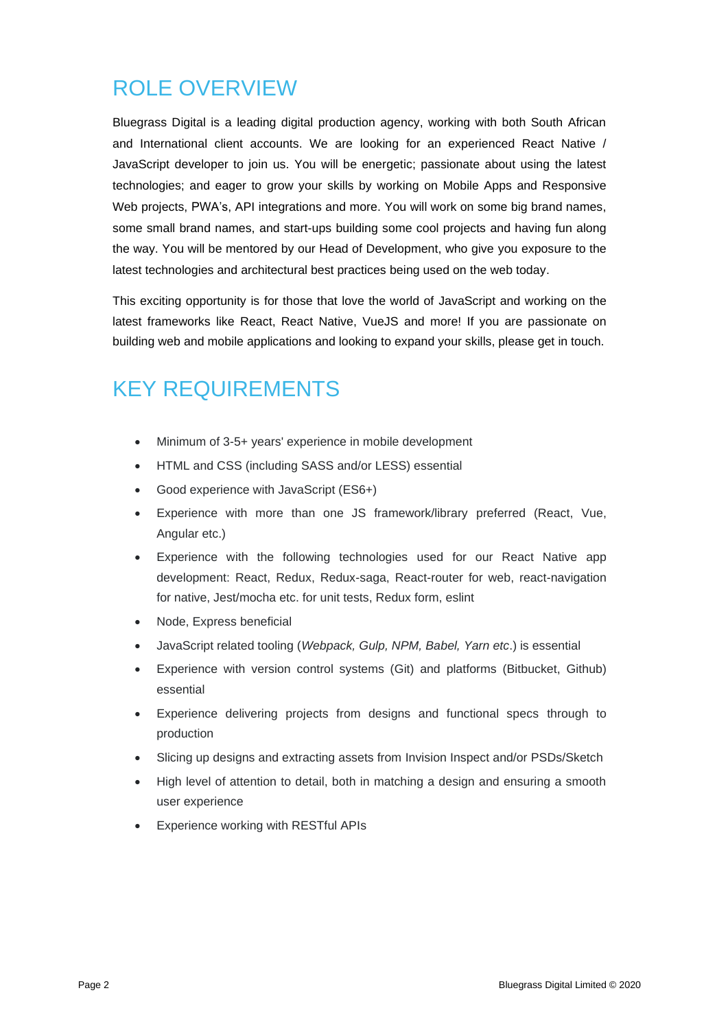## ROLE OVERVIEW

Bluegrass Digital is a leading digital production agency, working with both South African and International client accounts. We are looking for an experienced React Native / JavaScript developer to join us. You will be energetic; passionate about using the latest technologies; and eager to grow your skills by working on Mobile Apps and Responsive Web projects, PWA's, API integrations and more. You will work on some big brand names, some small brand names, and start-ups building some cool projects and having fun along the way. You will be mentored by our Head of Development, who give you exposure to the latest technologies and architectural best practices being used on the web today.

This exciting opportunity is for those that love the world of JavaScript and working on the latest frameworks like React, React Native, VueJS and more! If you are passionate on building web and mobile applications and looking to expand your skills, please get in touch.

## KEY REQUIREMENTS

- Minimum of 3-5+ years' experience in mobile development
- HTML and CSS (including SASS and/or LESS) essential
- Good experience with JavaScript (ES6+)
- Experience with more than one JS framework/library preferred (React, Vue, Angular etc.)
- Experience with the following technologies used for our React Native app development: React, Redux, Redux-saga, React-router for web, react-navigation for native, Jest/mocha etc. for unit tests, Redux form, eslint
- Node, Express beneficial
- JavaScript related tooling (*Webpack, Gulp, NPM, Babel, Yarn etc*.) is essential
- Experience with version control systems (Git) and platforms (Bitbucket, Github) essential
- Experience delivering projects from designs and functional specs through to production
- Slicing up designs and extracting assets from Invision Inspect and/or PSDs/Sketch
- High level of attention to detail, both in matching a design and ensuring a smooth user experience
- Experience working with RESTful APIs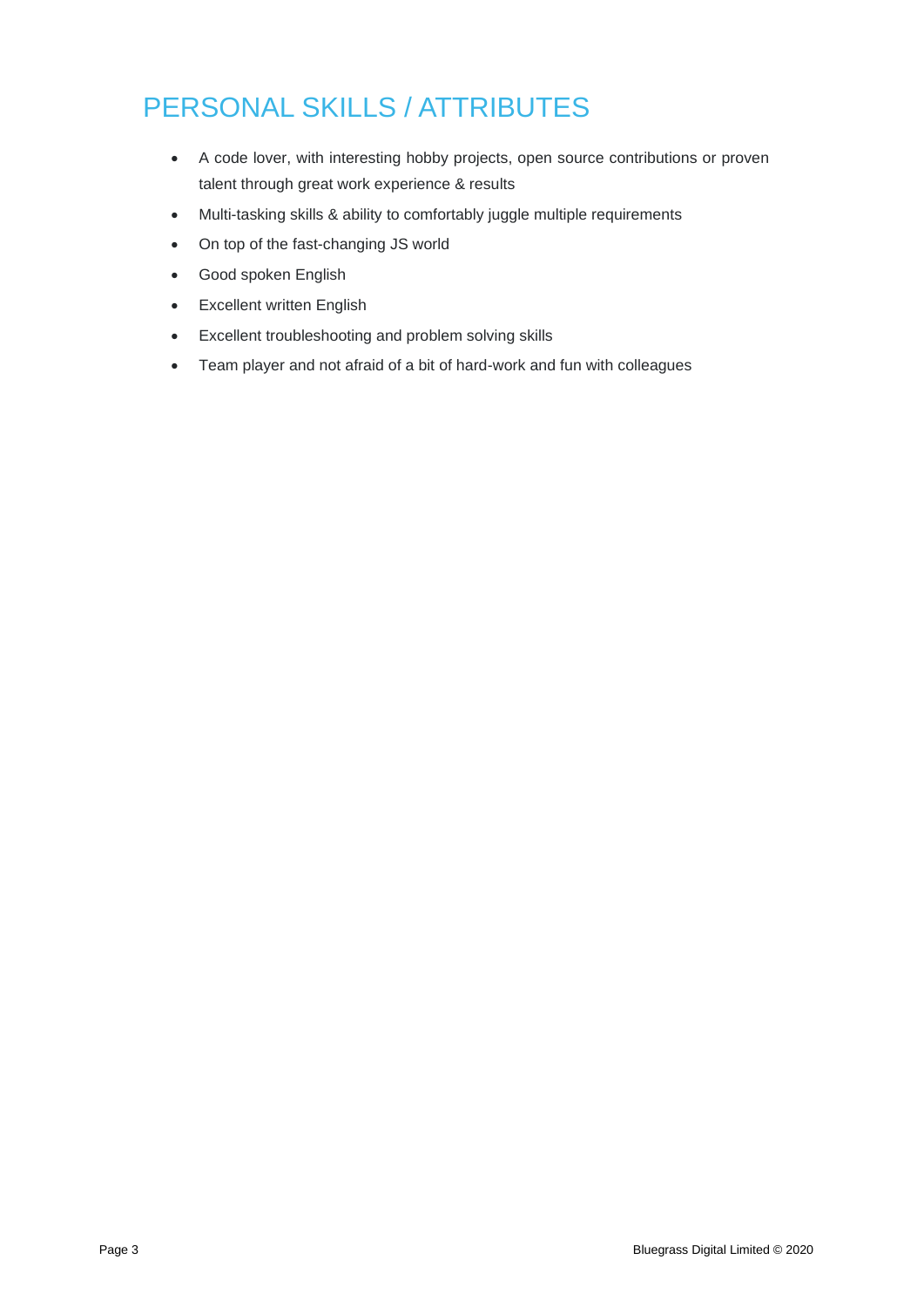## PERSONAL SKILLS / ATTRIBUTES

- A code lover, with interesting hobby projects, open source contributions or proven talent through great work experience & results
- Multi-tasking skills & ability to comfortably juggle multiple requirements
- On top of the fast-changing JS world
- Good spoken English
- Excellent written English
- Excellent troubleshooting and problem solving skills
- Team player and not afraid of a bit of hard-work and fun with colleagues